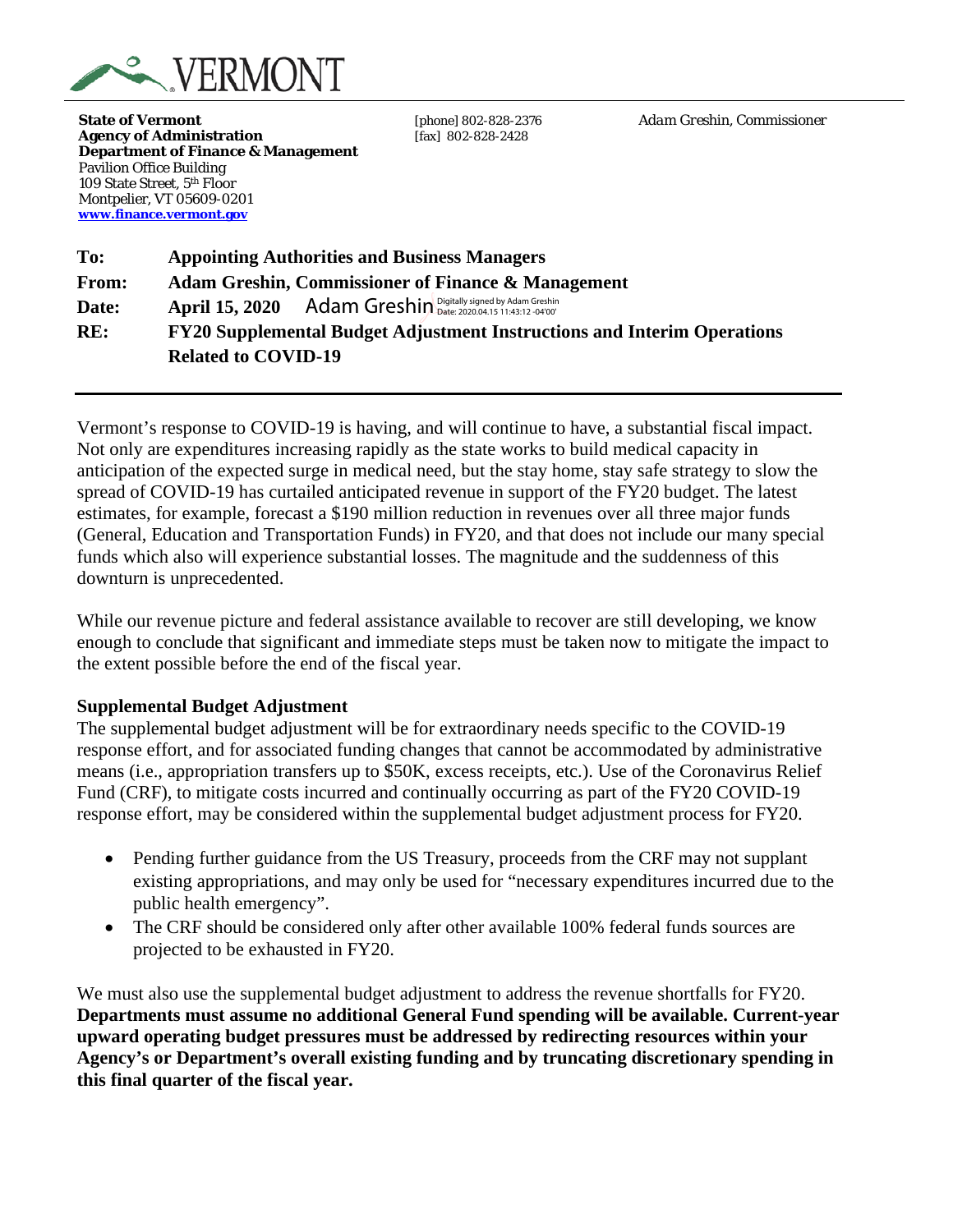VERMONT

**State of Vermont**
**Agency of Administration**
**Department of Finance & Management**
Pavilion Office Building
109 State Street, 5th Floor
Montpelier, VT 05609-0201
**www.finance.vermont.gov**

[phone] 802-828-2376
[fax] 802-828-2428

*Adam Greshin, Commissioner*

| | |
|---|---|
| **To:** | **Appointing Authorities and Business Managers** |
| **From:** | **Adam Greshin, Commissioner of Finance & Management** |
| **Date:** | **April 15, 2020** Adam Greshin Digitally signed by Adam Greshin Date: 2020.04.15 11:43:12 -04'00' |
| **RE:** | **FY20 Supplemental Budget Adjustment Instructions and Interim Operations Related to COVID-19** |

Vermont's response to COVID-19 is having, and will continue to have, a substantial fiscal impact. Not only are expenditures increasing rapidly as the state works to build medical capacity in anticipation of the expected surge in medical need, but the stay home, stay safe strategy to slow the spread of COVID-19 has curtailed anticipated revenue in support of the FY20 budget. The latest estimates, for example, forecast a $190 million reduction in revenues over all three major funds (General, Education and Transportation Funds) in FY20, and that does not include our many special funds which also will experience substantial losses. The magnitude and the suddenness of this downturn is unprecedented.

While our revenue picture and federal assistance available to recover are still developing, we know enough to conclude that significant and immediate steps must be taken now to mitigate the impact to the extent possible before the end of the fiscal year.

**Supplemental Budget Adjustment**

The supplemental budget adjustment will be for extraordinary needs specific to the COVID-19 response effort, and for associated funding changes that cannot be accommodated by administrative means (i.e., appropriation transfers up to $50K, excess receipts, etc.). Use of the Coronavirus Relief Fund (CRF), to mitigate costs incurred and continually occurring as part of the FY20 COVID-19 response effort, may be considered within the supplemental budget adjustment process for FY20.

- Pending further guidance from the US Treasury, proceeds from the CRF may not supplant existing appropriations, and may only be used for "necessary expenditures incurred due to the public health emergency".
- The CRF should be considered only after other available 100% federal funds sources are projected to be exhausted in FY20.

We must also use the supplemental budget adjustment to address the revenue shortfalls for FY20. **Departments must assume no additional General Fund spending will be available. Current-year upward operating budget pressures must be addressed by redirecting resources within your Agency's or Department's overall existing funding and by truncating discretionary spending in this final quarter of the fiscal year.**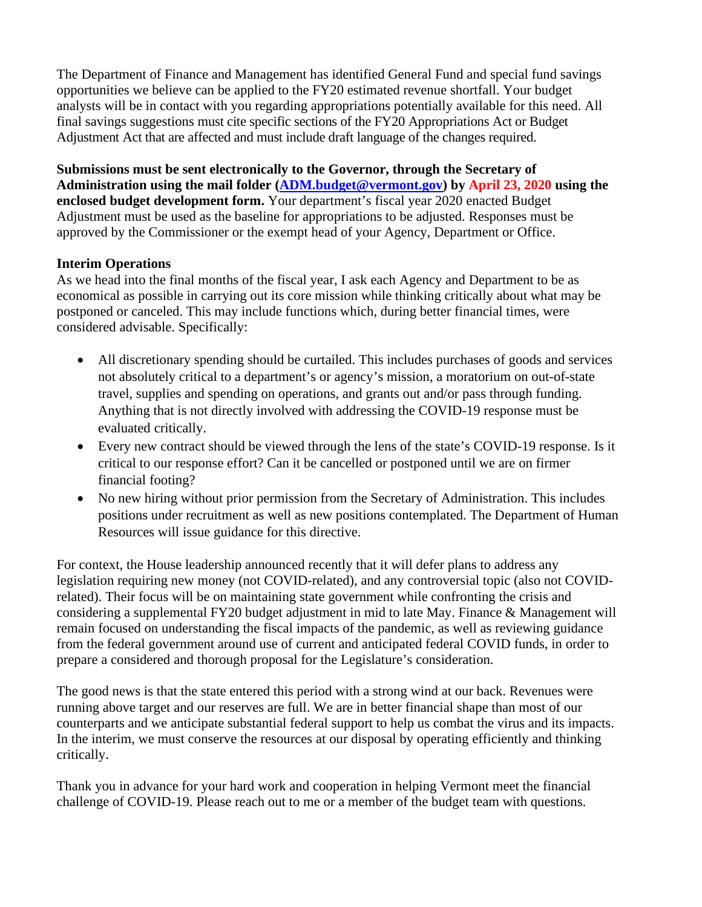The Department of Finance and Management has identified General Fund and special fund savings opportunities we believe can be applied to the FY20 estimated revenue shortfall. Your budget analysts will be in contact with you regarding appropriations potentially available for this need. All final savings suggestions must cite specific sections of the FY20 Appropriations Act or Budget Adjustment Act that are affected and must include draft language of the changes required.

**Submissions must be sent electronically to the Governor, through the Secretary of Administration using the mail folder ([ADM.budget@vermont.gov](mailto:ADM.budget@vermont.gov)) by April 23, 2020 using the enclosed budget development form.** Your department's fiscal year 2020 enacted Budget Adjustment must be used as the baseline for appropriations to be adjusted. Responses must be approved by the Commissioner or the exempt head of your Agency, Department or Office.

**Interim Operations**

As we head into the final months of the fiscal year, I ask each Agency and Department to be as economical as possible in carrying out its core mission while thinking critically about what may be postponed or canceled. This may include functions which, during better financial times, were considered advisable. Specifically:

- All discretionary spending should be curtailed. This includes purchases of goods and services not absolutely critical to a department's or agency's mission, a moratorium on out-of-state travel, supplies and spending on operations, and grants out and/or pass through funding. Anything that is not directly involved with addressing the COVID-19 response must be evaluated critically.
- Every new contract should be viewed through the lens of the state's COVID-19 response. Is it critical to our response effort? Can it be cancelled or postponed until we are on firmer financial footing?
- No new hiring without prior permission from the Secretary of Administration. This includes positions under recruitment as well as new positions contemplated. The Department of Human Resources will issue guidance for this directive.

For context, the House leadership announced recently that it will defer plans to address any legislation requiring new money (not COVID-related), and any controversial topic (also not COVID-related). Their focus will be on maintaining state government while confronting the crisis and considering a supplemental FY20 budget adjustment in mid to late May. Finance & Management will remain focused on understanding the fiscal impacts of the pandemic, as well as reviewing guidance from the federal government around use of current and anticipated federal COVID funds, in order to prepare a considered and thorough proposal for the Legislature's consideration.

The good news is that the state entered this period with a strong wind at our back. Revenues were running above target and our reserves are full. We are in better financial shape than most of our counterparts and we anticipate substantial federal support to help us combat the virus and its impacts. In the interim, we must conserve the resources at our disposal by operating efficiently and thinking critically.

Thank you in advance for your hard work and cooperation in helping Vermont meet the financial challenge of COVID-19. Please reach out to me or a member of the budget team with questions.